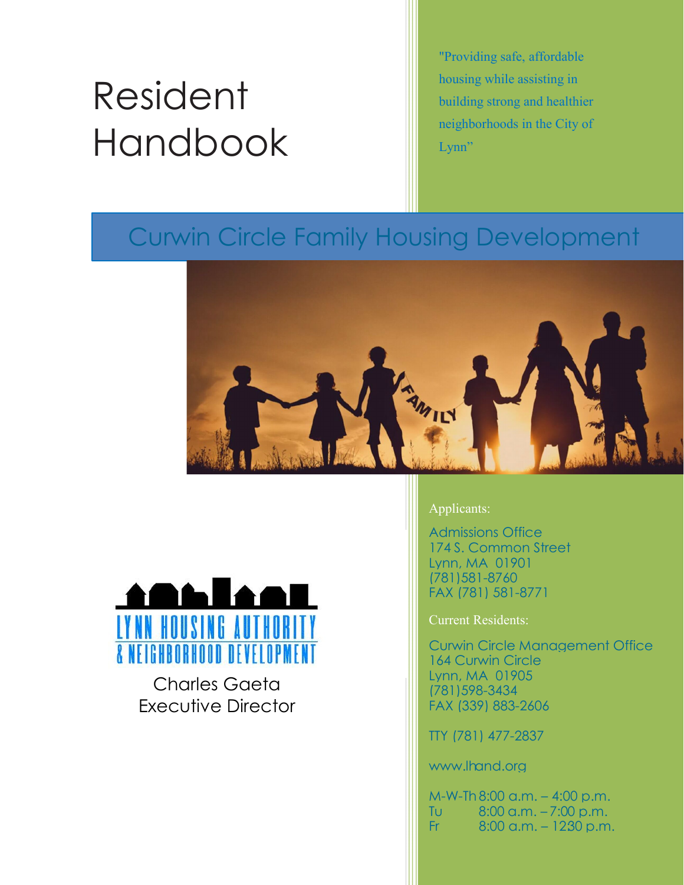# Resident Handbook

"Providing safe, affordable housing while assisting in building strong and healthier neighborhoods in the City of Lynn"

## Curwin Circle Family Housing Development

LYNN HOUSING AUTHORITY
& NEIGHBORHOOD DEVELOPMENT

Charles Gaeta
Executive Director

Applicants:

Admissions Office
174 S. Common Street
Lynn, MA 01901
(781)581-8760
FAX (781) 581-8771

Current Residents:

Curwin Circle Management Office
164 Curwin Circle
Lynn, MA 01905
(781)598-3434
FAX (339) 883-2606

TTY (781) 477-2837

www.lhand.org

M-W-Th 8:00 a.m. – 4:00 p.m.
Tu 8:00 a.m. – 7:00 p.m.
Fr 8:00 a.m. – 1230 p.m.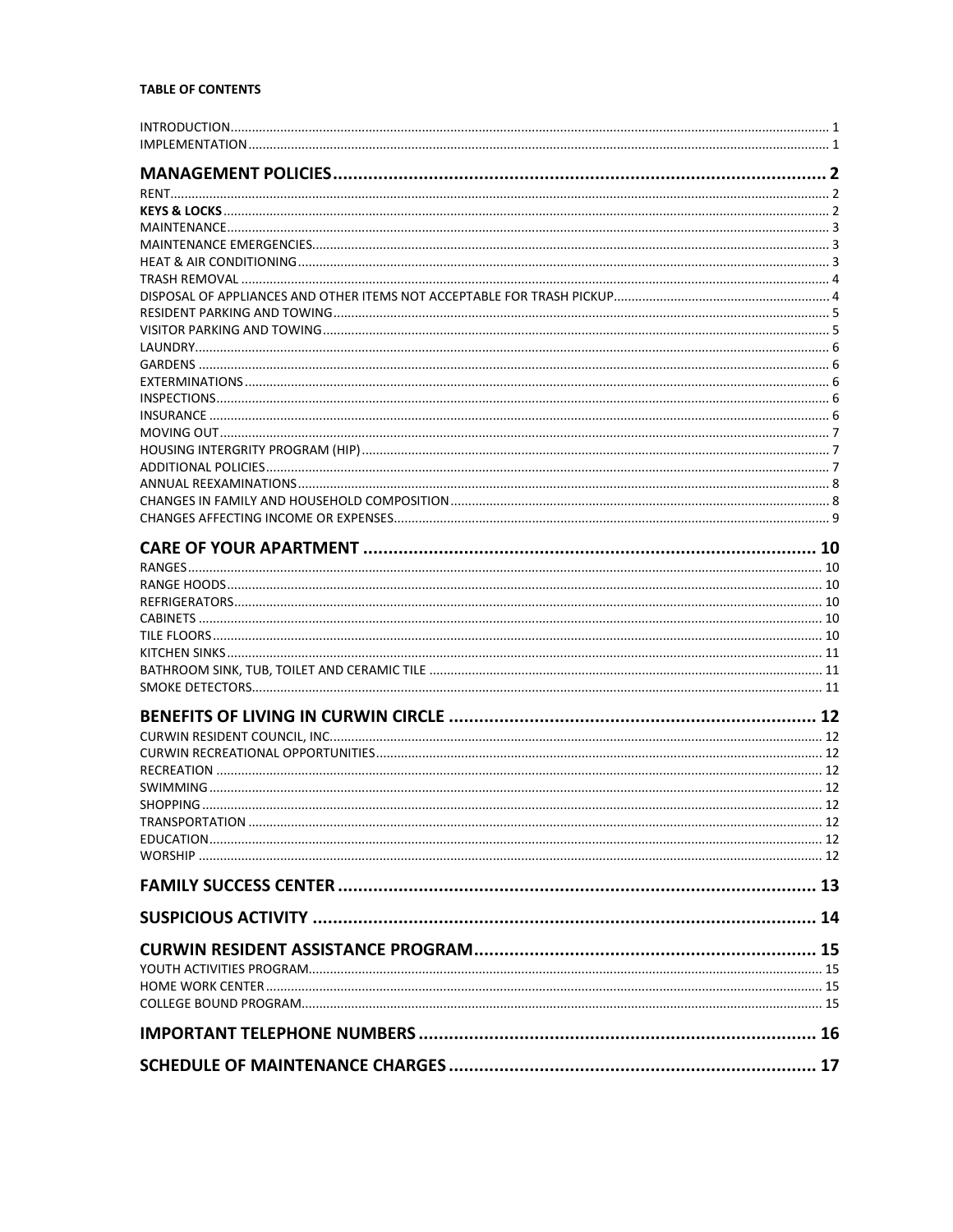**TABLE OF CONTENTS**

| | |
|---|---|
| INTRODUCTION | 1 |
| IMPLEMENTATION | 1 |
| **MANAGEMENT POLICIES** | **2** |
| RENT | 2 |
| **KEYS & LOCKS** | 2 |
| MAINTENANCE | 3 |
| MAINTENANCE EMERGENCIES | 3 |
| HEAT & AIR CONDITIONING | 3 |
| TRASH REMOVAL | 4 |
| DISPOSAL OF APPLIANCES AND OTHER ITEMS NOT ACCEPTABLE FOR TRASH PICKUP | 4 |
| RESIDENT PARKING AND TOWING | 5 |
| VISITOR PARKING AND TOWING | 5 |
| LAUNDRY | 6 |
| GARDENS | 6 |
| EXTERMINATIONS | 6 |
| INSPECTIONS | 6 |
| INSURANCE | 6 |
| MOVING OUT | 7 |
| HOUSING INTERGRITY PROGRAM (HIP) | 7 |
| ADDITIONAL POLICIES | 7 |
| ANNUAL REEXAMINATIONS | 8 |
| CHANGES IN FAMILY AND HOUSEHOLD COMPOSITION | 8 |
| CHANGES AFFECTING INCOME OR EXPENSES | 9 |
| **CARE OF YOUR APARTMENT** | **10** |
| RANGES | 10 |
| RANGE HOODS | 10 |
| REFRIGERATORS | 10 |
| CABINETS | 10 |
| TILE FLOORS | 10 |
| KITCHEN SINKS | 11 |
| BATHROOM SINK, TUB, TOILET AND CERAMIC TILE | 11 |
| SMOKE DETECTORS | 11 |
| **BENEFITS OF LIVING IN CURWIN CIRCLE** | **12** |
| CURWIN RESIDENT COUNCIL, INC. | 12 |
| CURWIN RECREATIONAL OPPORTUNITIES | 12 |
| RECREATION | 12 |
| SWIMMING | 12 |
| SHOPPING | 12 |
| TRANSPORTATION | 12 |
| EDUCATION | 12 |
| WORSHIP | 12 |
| **FAMILY SUCCESS CENTER** | **13** |
| **SUSPICIOUS ACTIVITY** | **14** |
| **CURWIN RESIDENT ASSISTANCE PROGRAM** | **15** |
| YOUTH ACTIVITIES PROGRAM | 15 |
| HOME WORK CENTER | 15 |
| COLLEGE BOUND PROGRAM | 15 |
| **IMPORTANT TELEPHONE NUMBERS** | **16** |
| **SCHEDULE OF MAINTENANCE CHARGES** | **17** |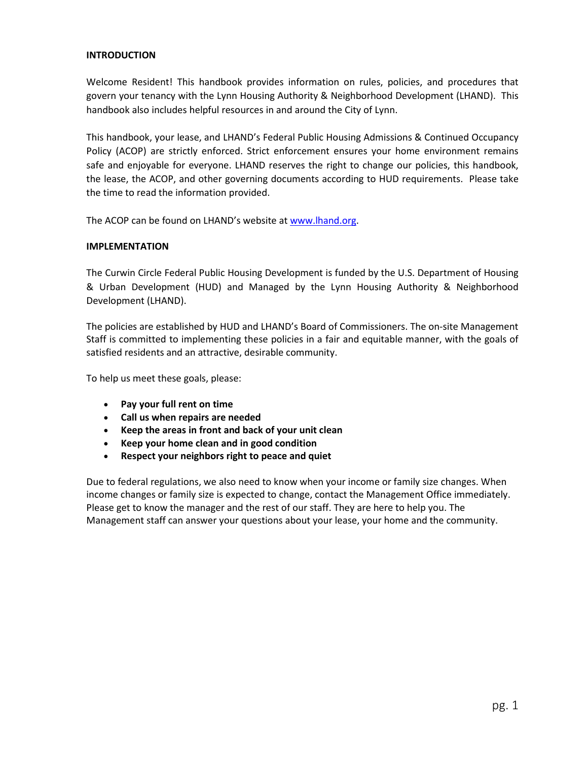## INTRODUCTION

Welcome Resident! This handbook provides information on rules, policies, and procedures that govern your tenancy with the Lynn Housing Authority & Neighborhood Development (LHAND). This handbook also includes helpful resources in and around the City of Lynn.

This handbook, your lease, and LHAND's Federal Public Housing Admissions & Continued Occupancy Policy (ACOP) are strictly enforced. Strict enforcement ensures your home environment remains safe and enjoyable for everyone. LHAND reserves the right to change our policies, this handbook, the lease, the ACOP, and other governing documents according to HUD requirements. Please take the time to read the information provided.

The ACOP can be found on LHAND's website at [www.lhand.org](http://www.lhand.org).

## IMPLEMENTATION

The Curwin Circle Federal Public Housing Development is funded by the U.S. Department of Housing & Urban Development (HUD) and Managed by the Lynn Housing Authority & Neighborhood Development (LHAND).

The policies are established by HUD and LHAND's Board of Commissioners. The on-site Management Staff is committed to implementing these policies in a fair and equitable manner, with the goals of satisfied residents and an attractive, desirable community.

To help us meet these goals, please:

- **Pay your full rent on time**
- **Call us when repairs are needed**
- **Keep the areas in front and back of your unit clean**
- **Keep your home clean and in good condition**
- **Respect your neighbors right to peace and quiet**

Due to federal regulations, we also need to know when your income or family size changes. When income changes or family size is expected to change, contact the Management Office immediately. Please get to know the manager and the rest of our staff. They are here to help you. The Management staff can answer your questions about your lease, your home and the community.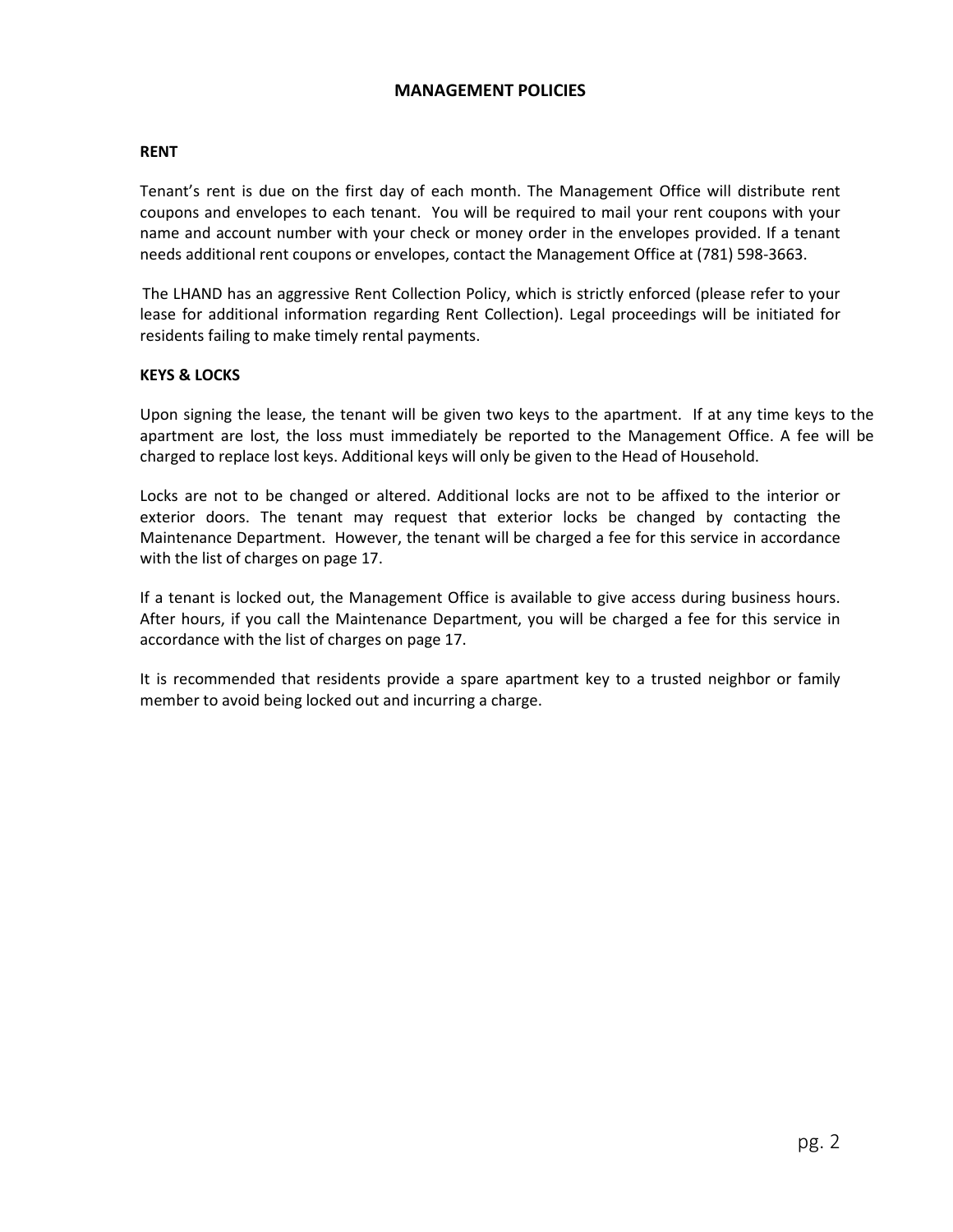# MANAGEMENT POLICIES

## RENT

Tenant's rent is due on the first day of each month. The Management Office will distribute rent coupons and envelopes to each tenant. You will be required to mail your rent coupons with your name and account number with your check or money order in the envelopes provided. If a tenant needs additional rent coupons or envelopes, contact the Management Office at (781) 598-3663.

The LHAND has an aggressive Rent Collection Policy, which is strictly enforced (please refer to your lease for additional information regarding Rent Collection). Legal proceedings will be initiated for residents failing to make timely rental payments.

## KEYS & LOCKS

Upon signing the lease, the tenant will be given two keys to the apartment. If at any time keys to the apartment are lost, the loss must immediately be reported to the Management Office. A fee will be charged to replace lost keys. Additional keys will only be given to the Head of Household.

Locks are not to be changed or altered. Additional locks are not to be affixed to the interior or exterior doors. The tenant may request that exterior locks be changed by contacting the Maintenance Department. However, the tenant will be charged a fee for this service in accordance with the list of charges on page 17.

If a tenant is locked out, the Management Office is available to give access during business hours. After hours, if you call the Maintenance Department, you will be charged a fee for this service in accordance with the list of charges on page 17.

It is recommended that residents provide a spare apartment key to a trusted neighbor or family member to avoid being locked out and incurring a charge.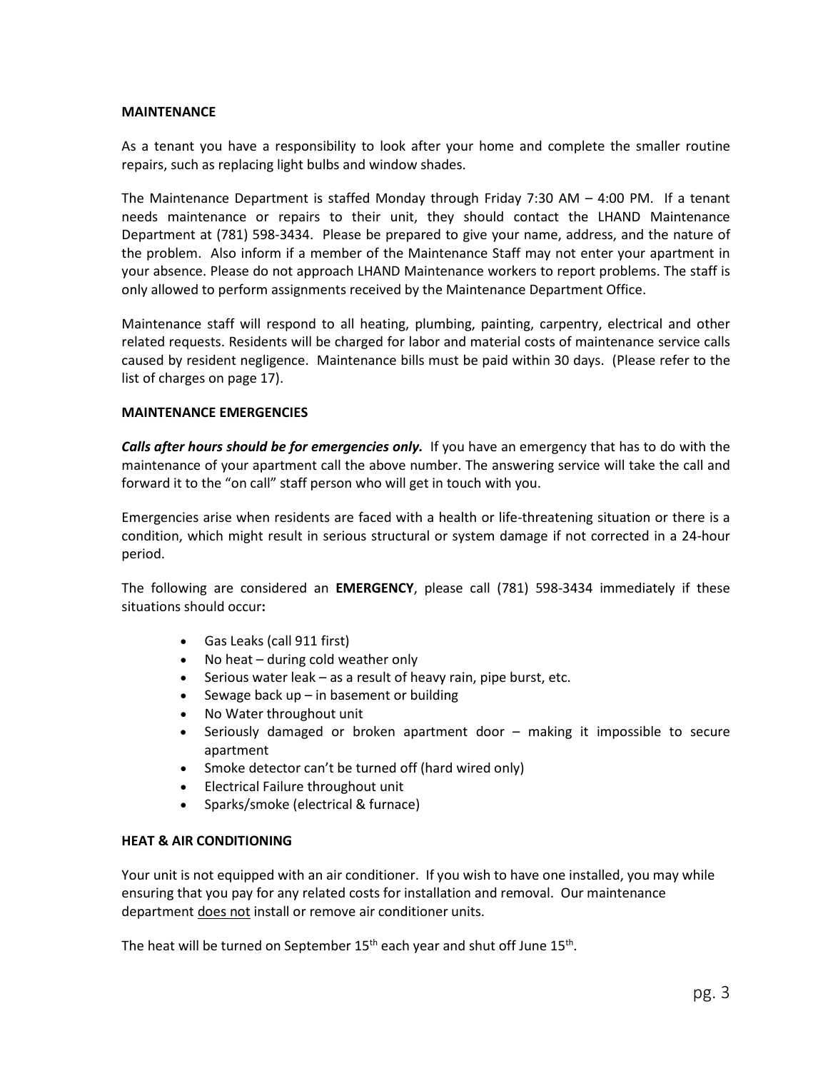**MAINTENANCE**

As a tenant you have a responsibility to look after your home and complete the smaller routine repairs, such as replacing light bulbs and window shades.

The Maintenance Department is staffed Monday through Friday 7:30 AM – 4:00 PM. If a tenant needs maintenance or repairs to their unit, they should contact the LHAND Maintenance Department at (781) 598-3434. Please be prepared to give your name, address, and the nature of the problem. Also inform if a member of the Maintenance Staff may not enter your apartment in your absence. Please do not approach LHAND Maintenance workers to report problems. The staff is only allowed to perform assignments received by the Maintenance Department Office.

Maintenance staff will respond to all heating, plumbing, painting, carpentry, electrical and other related requests. Residents will be charged for labor and material costs of maintenance service calls caused by resident negligence. Maintenance bills must be paid within 30 days. (Please refer to the list of charges on page 17).

**MAINTENANCE EMERGENCIES**

***Calls after hours should be for emergencies only.*** If you have an emergency that has to do with the maintenance of your apartment call the above number. The answering service will take the call and forward it to the "on call" staff person who will get in touch with you.

Emergencies arise when residents are faced with a health or life-threatening situation or there is a condition, which might result in serious structural or system damage if not corrected in a 24-hour period.

The following are considered an **EMERGENCY**, please call (781) 598-3434 immediately if these situations should occur**:**

- Gas Leaks (call 911 first)
- No heat – during cold weather only
- Serious water leak – as a result of heavy rain, pipe burst, etc.
- Sewage back up – in basement or building
- No Water throughout unit
- Seriously damaged or broken apartment door – making it impossible to secure apartment
- Smoke detector can't be turned off (hard wired only)
- Electrical Failure throughout unit
- Sparks/smoke (electrical & furnace)

**HEAT & AIR CONDITIONING**

Your unit is not equipped with an air conditioner. If you wish to have one installed, you may while ensuring that you pay for any related costs for installation and removal. Our maintenance department <u>does not</u> install or remove air conditioner units.

The heat will be turned on September 15th each year and shut off June 15th.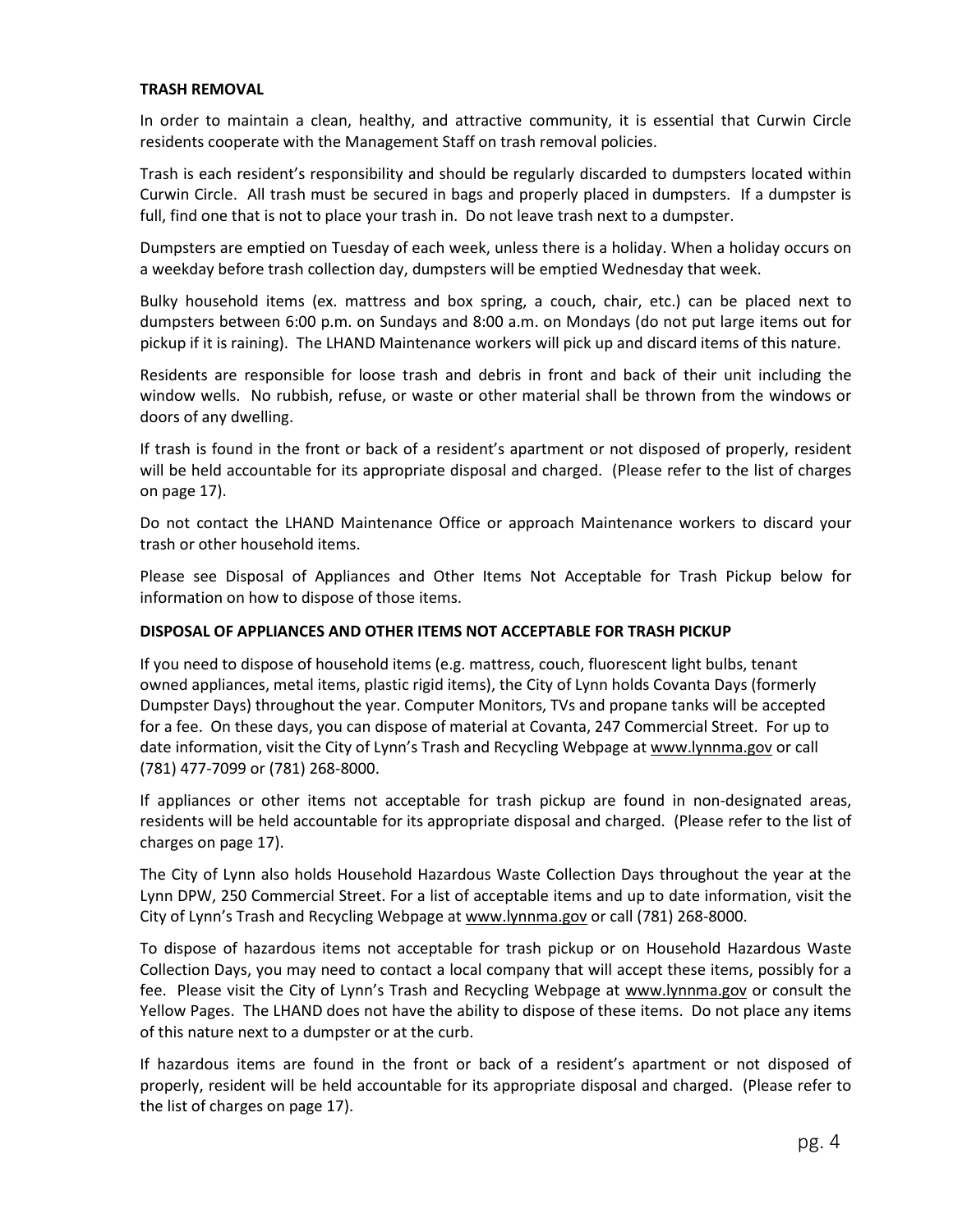**TRASH REMOVAL**

In order to maintain a clean, healthy, and attractive community, it is essential that Curwin Circle residents cooperate with the Management Staff on trash removal policies.

Trash is each resident's responsibility and should be regularly discarded to dumpsters located within Curwin Circle. All trash must be secured in bags and properly placed in dumpsters. If a dumpster is full, find one that is not to place your trash in. Do not leave trash next to a dumpster.

Dumpsters are emptied on Tuesday of each week, unless there is a holiday. When a holiday occurs on a weekday before trash collection day, dumpsters will be emptied Wednesday that week.

Bulky household items (ex. mattress and box spring, a couch, chair, etc.) can be placed next to dumpsters between 6:00 p.m. on Sundays and 8:00 a.m. on Mondays (do not put large items out for pickup if it is raining). The LHAND Maintenance workers will pick up and discard items of this nature.

Residents are responsible for loose trash and debris in front and back of their unit including the window wells. No rubbish, refuse, or waste or other material shall be thrown from the windows or doors of any dwelling.

If trash is found in the front or back of a resident's apartment or not disposed of properly, resident will be held accountable for its appropriate disposal and charged. (Please refer to the list of charges on page 17).

Do not contact the LHAND Maintenance Office or approach Maintenance workers to discard your trash or other household items.

Please see Disposal of Appliances and Other Items Not Acceptable for Trash Pickup below for information on how to dispose of those items.

**DISPOSAL OF APPLIANCES AND OTHER ITEMS NOT ACCEPTABLE FOR TRASH PICKUP**

If you need to dispose of household items (e.g. mattress, couch, fluorescent light bulbs, tenant owned appliances, metal items, plastic rigid items), the City of Lynn holds Covanta Days (formerly Dumpster Days) throughout the year. Computer Monitors, TVs and propane tanks will be accepted for a fee. On these days, you can dispose of material at Covanta, 247 Commercial Street. For up to date information, visit the City of Lynn's Trash and Recycling Webpage at www.lynnma.gov or call (781) 477-7099 or (781) 268-8000.

If appliances or other items not acceptable for trash pickup are found in non-designated areas, residents will be held accountable for its appropriate disposal and charged. (Please refer to the list of charges on page 17).

The City of Lynn also holds Household Hazardous Waste Collection Days throughout the year at the Lynn DPW, 250 Commercial Street. For a list of acceptable items and up to date information, visit the City of Lynn's Trash and Recycling Webpage at www.lynnma.gov or call (781) 268-8000.

To dispose of hazardous items not acceptable for trash pickup or on Household Hazardous Waste Collection Days, you may need to contact a local company that will accept these items, possibly for a fee. Please visit the City of Lynn's Trash and Recycling Webpage at www.lynnma.gov or consult the Yellow Pages. The LHAND does not have the ability to dispose of these items. Do not place any items of this nature next to a dumpster or at the curb.

If hazardous items are found in the front or back of a resident's apartment or not disposed of properly, resident will be held accountable for its appropriate disposal and charged. (Please refer to the list of charges on page 17).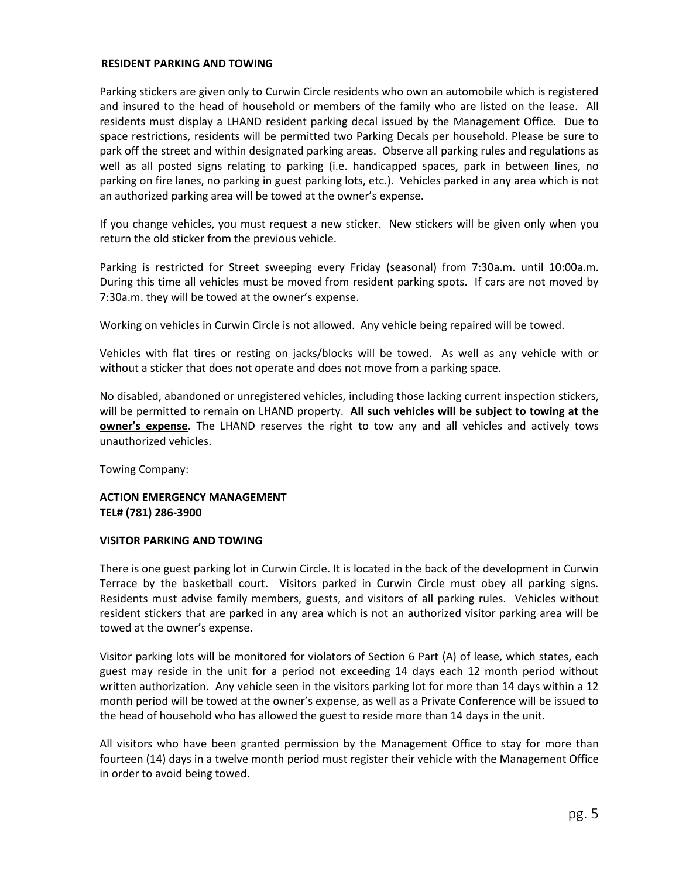## RESIDENT PARKING AND TOWING

Parking stickers are given only to Curwin Circle residents who own an automobile which is registered and insured to the head of household or members of the family who are listed on the lease. All residents must display a LHAND resident parking decal issued by the Management Office. Due to space restrictions, residents will be permitted two Parking Decals per household. Please be sure to park off the street and within designated parking areas. Observe all parking rules and regulations as well as all posted signs relating to parking (i.e. handicapped spaces, park in between lines, no parking on fire lanes, no parking in guest parking lots, etc.). Vehicles parked in any area which is not an authorized parking area will be towed at the owner's expense.

If you change vehicles, you must request a new sticker. New stickers will be given only when you return the old sticker from the previous vehicle.

Parking is restricted for Street sweeping every Friday (seasonal) from 7:30a.m. until 10:00a.m. During this time all vehicles must be moved from resident parking spots. If cars are not moved by 7:30a.m. they will be towed at the owner's expense.

Working on vehicles in Curwin Circle is not allowed. Any vehicle being repaired will be towed.

Vehicles with flat tires or resting on jacks/blocks will be towed. As well as any vehicle with or without a sticker that does not operate and does not move from a parking space.

No disabled, abandoned or unregistered vehicles, including those lacking current inspection stickers, will be permitted to remain on LHAND property. **All such vehicles will be subject to towing at <u>the owner's expense</u>.** The LHAND reserves the right to tow any and all vehicles and actively tows unauthorized vehicles.

Towing Company:

**ACTION EMERGENCY MANAGEMENT**
**TEL# (781) 286-3900**

## VISITOR PARKING AND TOWING

There is one guest parking lot in Curwin Circle. It is located in the back of the development in Curwin Terrace by the basketball court. Visitors parked in Curwin Circle must obey all parking signs. Residents must advise family members, guests, and visitors of all parking rules. Vehicles without resident stickers that are parked in any area which is not an authorized visitor parking area will be towed at the owner's expense.

Visitor parking lots will be monitored for violators of Section 6 Part (A) of lease, which states, each guest may reside in the unit for a period not exceeding 14 days each 12 month period without written authorization. Any vehicle seen in the visitors parking lot for more than 14 days within a 12 month period will be towed at the owner's expense, as well as a Private Conference will be issued to the head of household who has allowed the guest to reside more than 14 days in the unit.

All visitors who have been granted permission by the Management Office to stay for more than fourteen (14) days in a twelve month period must register their vehicle with the Management Office in order to avoid being towed.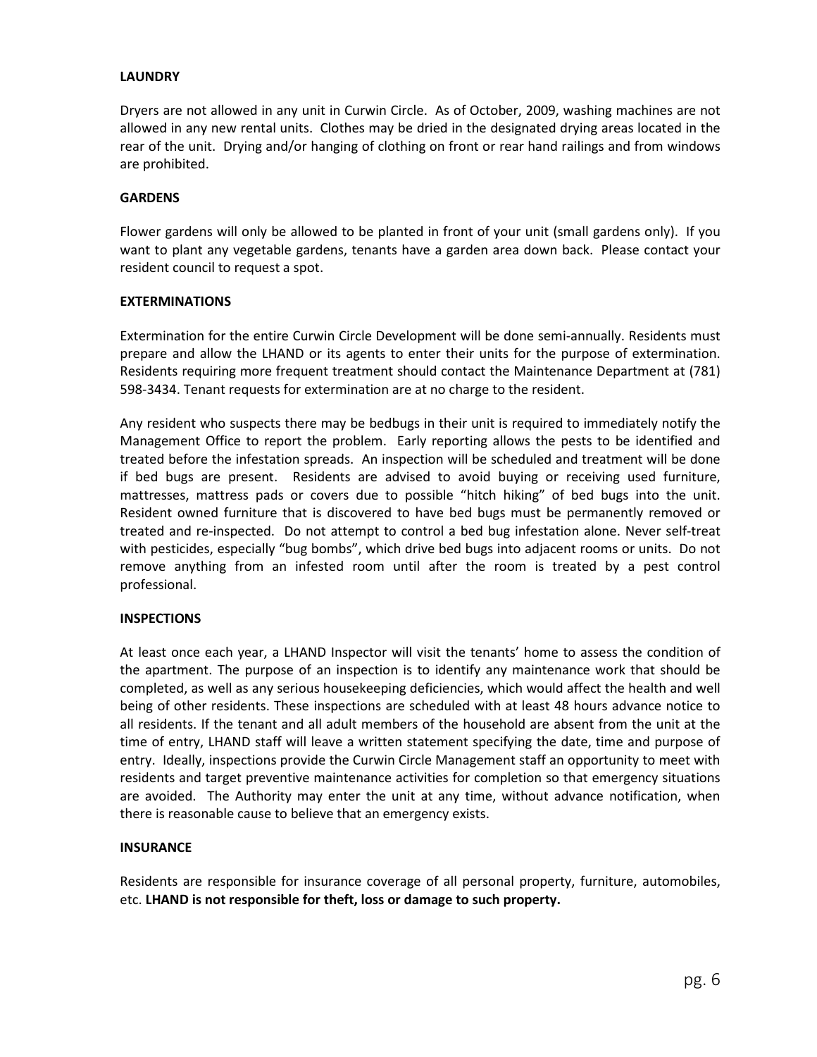**LAUNDRY**

Dryers are not allowed in any unit in Curwin Circle. As of October, 2009, washing machines are not allowed in any new rental units. Clothes may be dried in the designated drying areas located in the rear of the unit. Drying and/or hanging of clothing on front or rear hand railings and from windows are prohibited.

**GARDENS**

Flower gardens will only be allowed to be planted in front of your unit (small gardens only). If you want to plant any vegetable gardens, tenants have a garden area down back. Please contact your resident council to request a spot.

**EXTERMINATIONS**

Extermination for the entire Curwin Circle Development will be done semi-annually. Residents must prepare and allow the LHAND or its agents to enter their units for the purpose of extermination. Residents requiring more frequent treatment should contact the Maintenance Department at (781) 598-3434. Tenant requests for extermination are at no charge to the resident.

Any resident who suspects there may be bedbugs in their unit is required to immediately notify the Management Office to report the problem. Early reporting allows the pests to be identified and treated before the infestation spreads. An inspection will be scheduled and treatment will be done if bed bugs are present. Residents are advised to avoid buying or receiving used furniture, mattresses, mattress pads or covers due to possible "hitch hiking" of bed bugs into the unit. Resident owned furniture that is discovered to have bed bugs must be permanently removed or treated and re-inspected. Do not attempt to control a bed bug infestation alone. Never self-treat with pesticides, especially "bug bombs", which drive bed bugs into adjacent rooms or units. Do not remove anything from an infested room until after the room is treated by a pest control professional.

**INSPECTIONS**

At least once each year, a LHAND Inspector will visit the tenants' home to assess the condition of the apartment. The purpose of an inspection is to identify any maintenance work that should be completed, as well as any serious housekeeping deficiencies, which would affect the health and well being of other residents. These inspections are scheduled with at least 48 hours advance notice to all residents. If the tenant and all adult members of the household are absent from the unit at the time of entry, LHAND staff will leave a written statement specifying the date, time and purpose of entry. Ideally, inspections provide the Curwin Circle Management staff an opportunity to meet with residents and target preventive maintenance activities for completion so that emergency situations are avoided. The Authority may enter the unit at any time, without advance notification, when there is reasonable cause to believe that an emergency exists.

**INSURANCE**

Residents are responsible for insurance coverage of all personal property, furniture, automobiles, etc. **LHAND is not responsible for theft, loss or damage to such property.**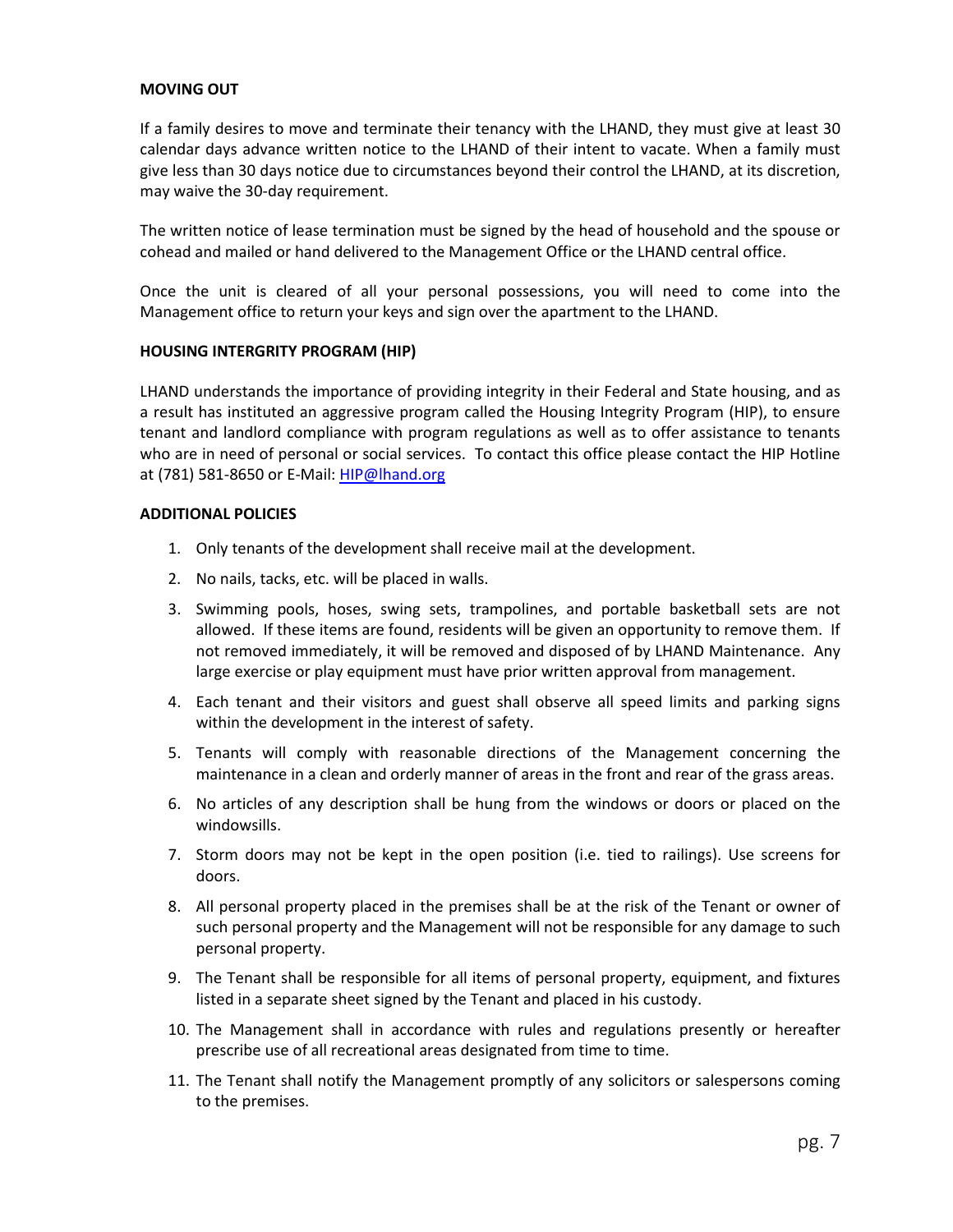**MOVING OUT**

If a family desires to move and terminate their tenancy with the LHAND, they must give at least 30 calendar days advance written notice to the LHAND of their intent to vacate. When a family must give less than 30 days notice due to circumstances beyond their control the LHAND, at its discretion, may waive the 30-day requirement.

The written notice of lease termination must be signed by the head of household and the spouse or cohead and mailed or hand delivered to the Management Office or the LHAND central office.

Once the unit is cleared of all your personal possessions, you will need to come into the Management office to return your keys and sign over the apartment to the LHAND.

**HOUSING INTERGRITY PROGRAM (HIP)**

LHAND understands the importance of providing integrity in their Federal and State housing, and as a result has instituted an aggressive program called the Housing Integrity Program (HIP), to ensure tenant and landlord compliance with program regulations as well as to offer assistance to tenants who are in need of personal or social services. To contact this office please contact the HIP Hotline at (781) 581-8650 or E-Mail: HIP@lhand.org

**ADDITIONAL POLICIES**

1. Only tenants of the development shall receive mail at the development.
2. No nails, tacks, etc. will be placed in walls.
3. Swimming pools, hoses, swing sets, trampolines, and portable basketball sets are not allowed. If these items are found, residents will be given an opportunity to remove them. If not removed immediately, it will be removed and disposed of by LHAND Maintenance. Any large exercise or play equipment must have prior written approval from management.
4. Each tenant and their visitors and guest shall observe all speed limits and parking signs within the development in the interest of safety.
5. Tenants will comply with reasonable directions of the Management concerning the maintenance in a clean and orderly manner of areas in the front and rear of the grass areas.
6. No articles of any description shall be hung from the windows or doors or placed on the windowsills.
7. Storm doors may not be kept in the open position (i.e. tied to railings). Use screens for doors.
8. All personal property placed in the premises shall be at the risk of the Tenant or owner of such personal property and the Management will not be responsible for any damage to such personal property.
9. The Tenant shall be responsible for all items of personal property, equipment, and fixtures listed in a separate sheet signed by the Tenant and placed in his custody.
10. The Management shall in accordance with rules and regulations presently or hereafter prescribe use of all recreational areas designated from time to time.
11. The Tenant shall notify the Management promptly of any solicitors or salespersons coming to the premises.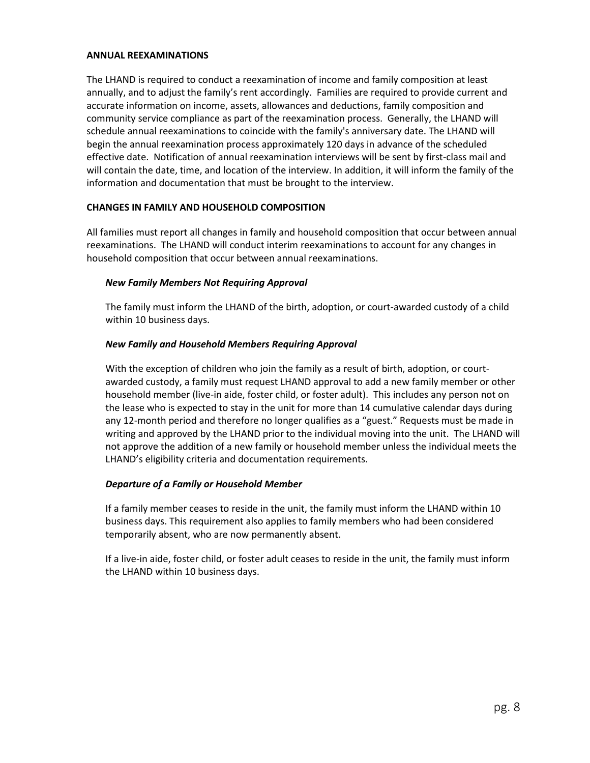## ANNUAL REEXAMINATIONS

The LHAND is required to conduct a reexamination of income and family composition at least annually, and to adjust the family's rent accordingly. Families are required to provide current and accurate information on income, assets, allowances and deductions, family composition and community service compliance as part of the reexamination process. Generally, the LHAND will schedule annual reexaminations to coincide with the family's anniversary date. The LHAND will begin the annual reexamination process approximately 120 days in advance of the scheduled effective date. Notification of annual reexamination interviews will be sent by first-class mail and will contain the date, time, and location of the interview. In addition, it will inform the family of the information and documentation that must be brought to the interview.

## CHANGES IN FAMILY AND HOUSEHOLD COMPOSITION

All families must report all changes in family and household composition that occur between annual reexaminations. The LHAND will conduct interim reexaminations to account for any changes in household composition that occur between annual reexaminations.

### *New Family Members Not Requiring Approval*

The family must inform the LHAND of the birth, adoption, or court-awarded custody of a child within 10 business days.

### *New Family and Household Members Requiring Approval*

With the exception of children who join the family as a result of birth, adoption, or court-awarded custody, a family must request LHAND approval to add a new family member or other household member (live-in aide, foster child, or foster adult). This includes any person not on the lease who is expected to stay in the unit for more than 14 cumulative calendar days during any 12-month period and therefore no longer qualifies as a "guest." Requests must be made in writing and approved by the LHAND prior to the individual moving into the unit. The LHAND will not approve the addition of a new family or household member unless the individual meets the LHAND's eligibility criteria and documentation requirements.

### *Departure of a Family or Household Member*

If a family member ceases to reside in the unit, the family must inform the LHAND within 10 business days. This requirement also applies to family members who had been considered temporarily absent, who are now permanently absent.

If a live-in aide, foster child, or foster adult ceases to reside in the unit, the family must inform the LHAND within 10 business days.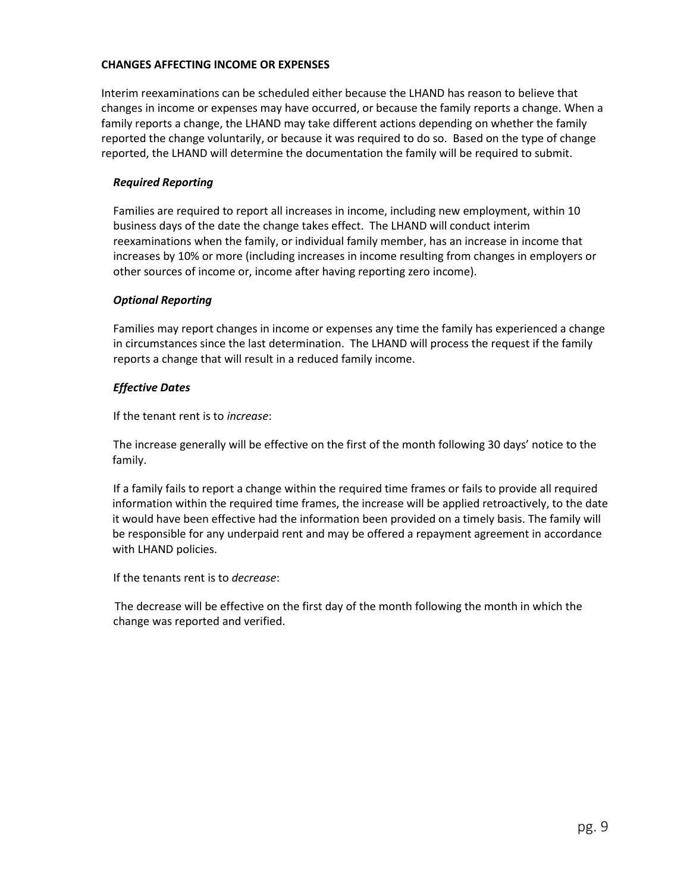**CHANGES AFFECTING INCOME OR EXPENSES**

Interim reexaminations can be scheduled either because the LHAND has reason to believe that changes in income or expenses may have occurred, or because the family reports a change. When a family reports a change, the LHAND may take different actions depending on whether the family reported the change voluntarily, or because it was required to do so. Based on the type of change reported, the LHAND will determine the documentation the family will be required to submit.

***Required Reporting***

Families are required to report all increases in income, including new employment, within 10 business days of the date the change takes effect. The LHAND will conduct interim reexaminations when the family, or individual family member, has an increase in income that increases by 10% or more (including increases in income resulting from changes in employers or other sources of income or, income after having reporting zero income).

***Optional Reporting***

Families may report changes in income or expenses any time the family has experienced a change in circumstances since the last determination. The LHAND will process the request if the family reports a change that will result in a reduced family income.

***Effective Dates***

If the tenant rent is to *increase*:

The increase generally will be effective on the first of the month following 30 days' notice to the family.

If a family fails to report a change within the required time frames or fails to provide all required information within the required time frames, the increase will be applied retroactively, to the date it would have been effective had the information been provided on a timely basis. The family will be responsible for any underpaid rent and may be offered a repayment agreement in accordance with LHAND policies.

If the tenants rent is to *decrease*:

The decrease will be effective on the first day of the month following the month in which the change was reported and verified.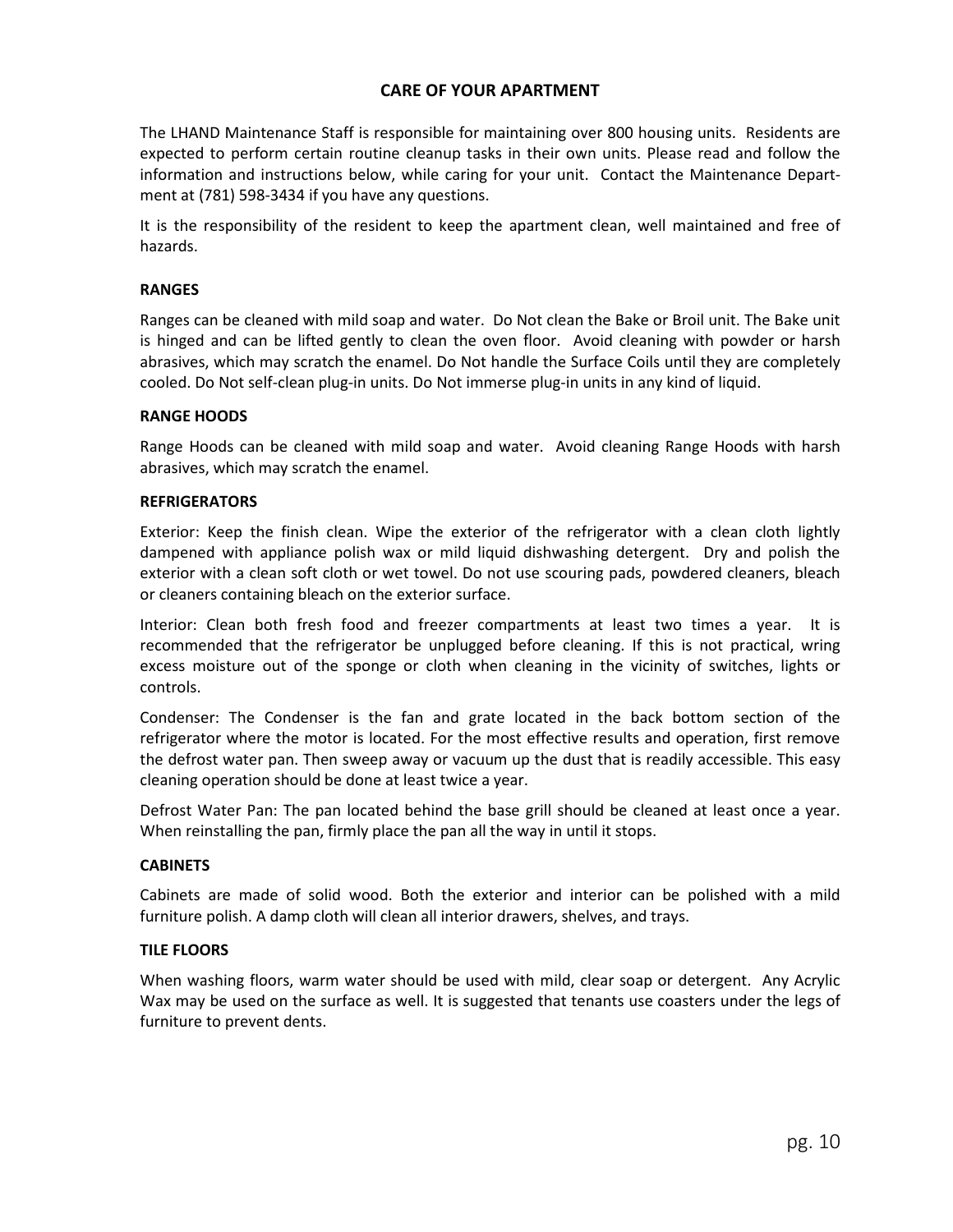# CARE OF YOUR APARTMENT

The LHAND Maintenance Staff is responsible for maintaining over 800 housing units. Residents are expected to perform certain routine cleanup tasks in their own units. Please read and follow the information and instructions below, while caring for your unit. Contact the Maintenance Department at (781) 598-3434 if you have any questions.

It is the responsibility of the resident to keep the apartment clean, well maintained and free of hazards.

## RANGES

Ranges can be cleaned with mild soap and water. Do Not clean the Bake or Broil unit. The Bake unit is hinged and can be lifted gently to clean the oven floor. Avoid cleaning with powder or harsh abrasives, which may scratch the enamel. Do Not handle the Surface Coils until they are completely cooled. Do Not self-clean plug-in units. Do Not immerse plug-in units in any kind of liquid.

## RANGE HOODS

Range Hoods can be cleaned with mild soap and water. Avoid cleaning Range Hoods with harsh abrasives, which may scratch the enamel.

## REFRIGERATORS

Exterior: Keep the finish clean. Wipe the exterior of the refrigerator with a clean cloth lightly dampened with appliance polish wax or mild liquid dishwashing detergent. Dry and polish the exterior with a clean soft cloth or wet towel. Do not use scouring pads, powdered cleaners, bleach or cleaners containing bleach on the exterior surface.

Interior: Clean both fresh food and freezer compartments at least two times a year. It is recommended that the refrigerator be unplugged before cleaning. If this is not practical, wring excess moisture out of the sponge or cloth when cleaning in the vicinity of switches, lights or controls.

Condenser: The Condenser is the fan and grate located in the back bottom section of the refrigerator where the motor is located. For the most effective results and operation, first remove the defrost water pan. Then sweep away or vacuum up the dust that is readily accessible. This easy cleaning operation should be done at least twice a year.

Defrost Water Pan: The pan located behind the base grill should be cleaned at least once a year. When reinstalling the pan, firmly place the pan all the way in until it stops.

## CABINETS

Cabinets are made of solid wood. Both the exterior and interior can be polished with a mild furniture polish. A damp cloth will clean all interior drawers, shelves, and trays.

## TILE FLOORS

When washing floors, warm water should be used with mild, clear soap or detergent. Any Acrylic Wax may be used on the surface as well. It is suggested that tenants use coasters under the legs of furniture to prevent dents.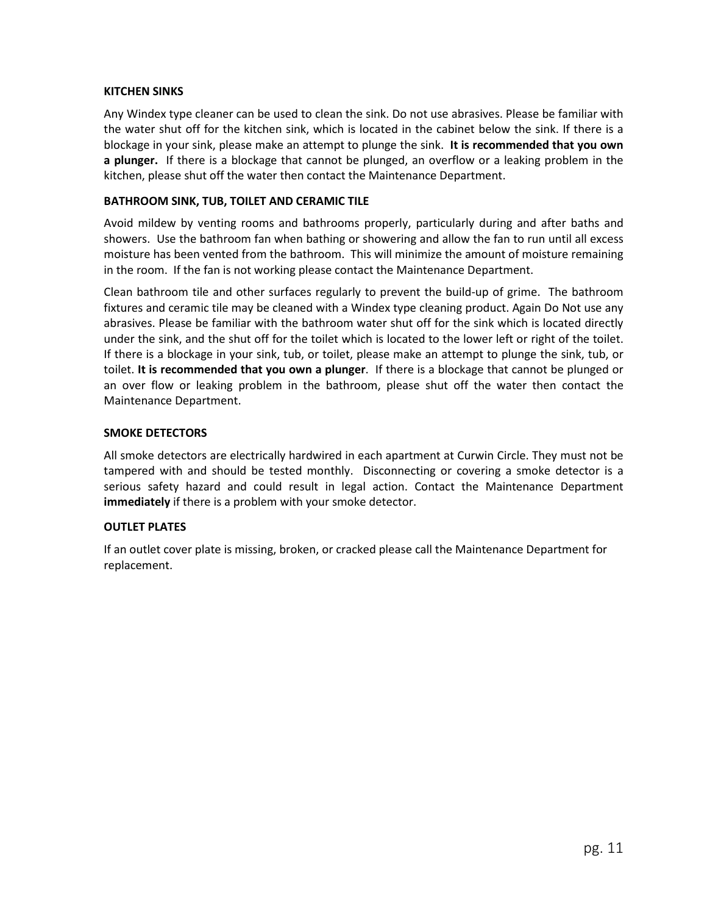### KITCHEN SINKS

Any Windex type cleaner can be used to clean the sink. Do not use abrasives. Please be familiar with the water shut off for the kitchen sink, which is located in the cabinet below the sink. If there is a blockage in your sink, please make an attempt to plunge the sink. **It is recommended that you own a plunger.** If there is a blockage that cannot be plunged, an overflow or a leaking problem in the kitchen, please shut off the water then contact the Maintenance Department.

### BATHROOM SINK, TUB, TOILET AND CERAMIC TILE

Avoid mildew by venting rooms and bathrooms properly, particularly during and after baths and showers. Use the bathroom fan when bathing or showering and allow the fan to run until all excess moisture has been vented from the bathroom. This will minimize the amount of moisture remaining in the room. If the fan is not working please contact the Maintenance Department.

Clean bathroom tile and other surfaces regularly to prevent the build-up of grime. The bathroom fixtures and ceramic tile may be cleaned with a Windex type cleaning product. Again Do Not use any abrasives. Please be familiar with the bathroom water shut off for the sink which is located directly under the sink, and the shut off for the toilet which is located to the lower left or right of the toilet. If there is a blockage in your sink, tub, or toilet, please make an attempt to plunge the sink, tub, or toilet. **It is recommended that you own a plunger**. If there is a blockage that cannot be plunged or an over flow or leaking problem in the bathroom, please shut off the water then contact the Maintenance Department.

### SMOKE DETECTORS

All smoke detectors are electrically hardwired in each apartment at Curwin Circle. They must not be tampered with and should be tested monthly. Disconnecting or covering a smoke detector is a serious safety hazard and could result in legal action. Contact the Maintenance Department **immediately** if there is a problem with your smoke detector.

### OUTLET PLATES

If an outlet cover plate is missing, broken, or cracked please call the Maintenance Department for replacement.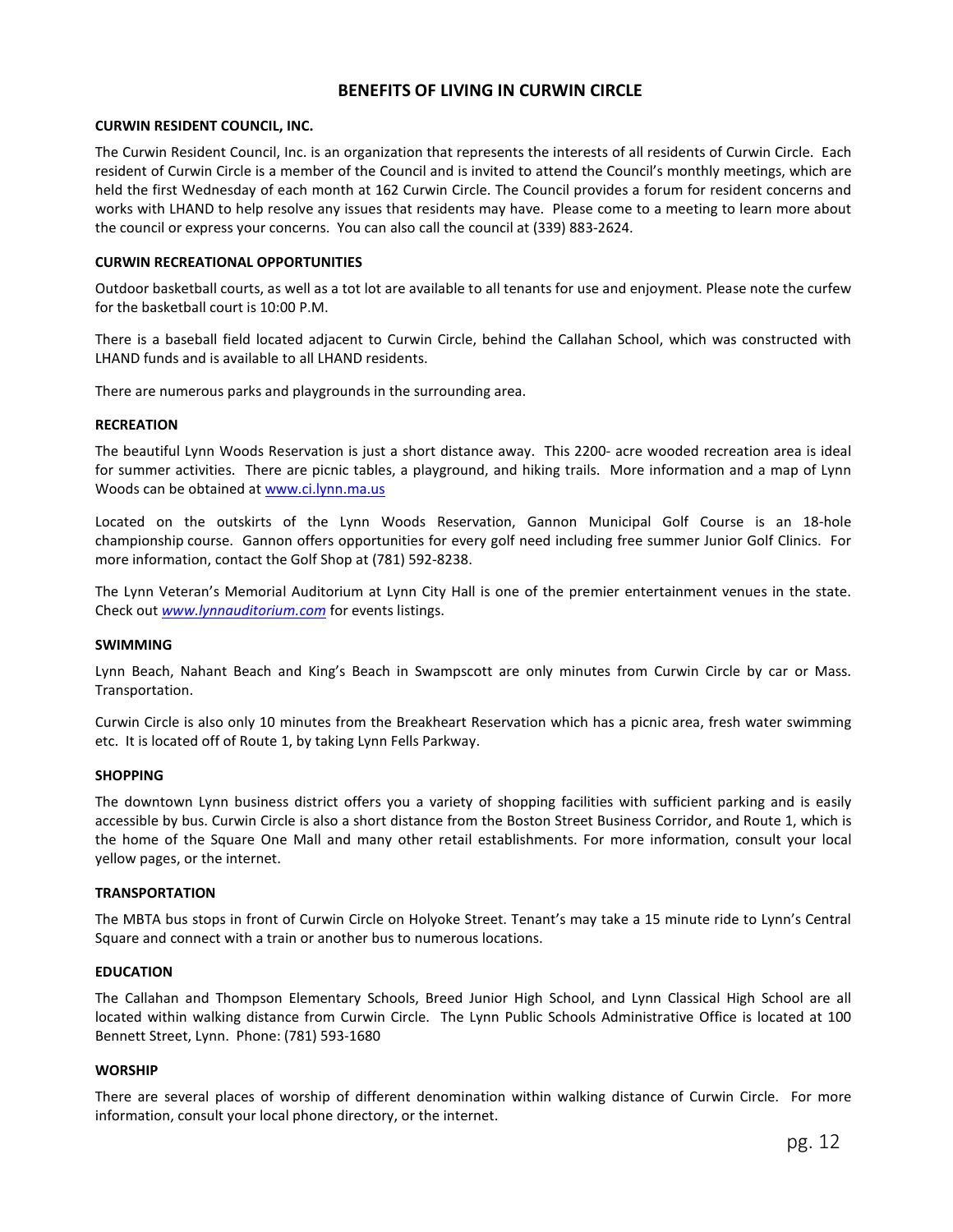# BENEFITS OF LIVING IN CURWIN CIRCLE

## CURWIN RESIDENT COUNCIL, INC.

The Curwin Resident Council, Inc. is an organization that represents the interests of all residents of Curwin Circle. Each resident of Curwin Circle is a member of the Council and is invited to attend the Council's monthly meetings, which are held the first Wednesday of each month at 162 Curwin Circle. The Council provides a forum for resident concerns and works with LHAND to help resolve any issues that residents may have. Please come to a meeting to learn more about the council or express your concerns. You can also call the council at (339) 883-2624.

## CURWIN RECREATIONAL OPPORTUNITIES

Outdoor basketball courts, as well as a tot lot are available to all tenants for use and enjoyment. Please note the curfew for the basketball court is 10:00 P.M.

There is a baseball field located adjacent to Curwin Circle, behind the Callahan School, which was constructed with LHAND funds and is available to all LHAND residents.

There are numerous parks and playgrounds in the surrounding area.

## RECREATION

The beautiful Lynn Woods Reservation is just a short distance away. This 2200- acre wooded recreation area is ideal for summer activities. There are picnic tables, a playground, and hiking trails. More information and a map of Lynn Woods can be obtained at [www.ci.lynn.ma.us](http://www.ci.lynn.ma.us)

Located on the outskirts of the Lynn Woods Reservation, Gannon Municipal Golf Course is an 18-hole championship course. Gannon offers opportunities for every golf need including free summer Junior Golf Clinics. For more information, contact the Golf Shop at (781) 592-8238.

The Lynn Veteran's Memorial Auditorium at Lynn City Hall is one of the premier entertainment venues in the state. Check out *[www.lynnauditorium.com](http://www.lynnauditorium.com)* for events listings.

## SWIMMING

Lynn Beach, Nahant Beach and King's Beach in Swampscott are only minutes from Curwin Circle by car or Mass. Transportation.

Curwin Circle is also only 10 minutes from the Breakheart Reservation which has a picnic area, fresh water swimming etc. It is located off of Route 1, by taking Lynn Fells Parkway.

## SHOPPING

The downtown Lynn business district offers you a variety of shopping facilities with sufficient parking and is easily accessible by bus. Curwin Circle is also a short distance from the Boston Street Business Corridor, and Route 1, which is the home of the Square One Mall and many other retail establishments. For more information, consult your local yellow pages, or the internet.

## TRANSPORTATION

The MBTA bus stops in front of Curwin Circle on Holyoke Street. Tenant's may take a 15 minute ride to Lynn's Central Square and connect with a train or another bus to numerous locations.

## EDUCATION

The Callahan and Thompson Elementary Schools, Breed Junior High School, and Lynn Classical High School are all located within walking distance from Curwin Circle. The Lynn Public Schools Administrative Office is located at 100 Bennett Street, Lynn. Phone: (781) 593-1680

## WORSHIP

There are several places of worship of different denomination within walking distance of Curwin Circle. For more information, consult your local phone directory, or the internet.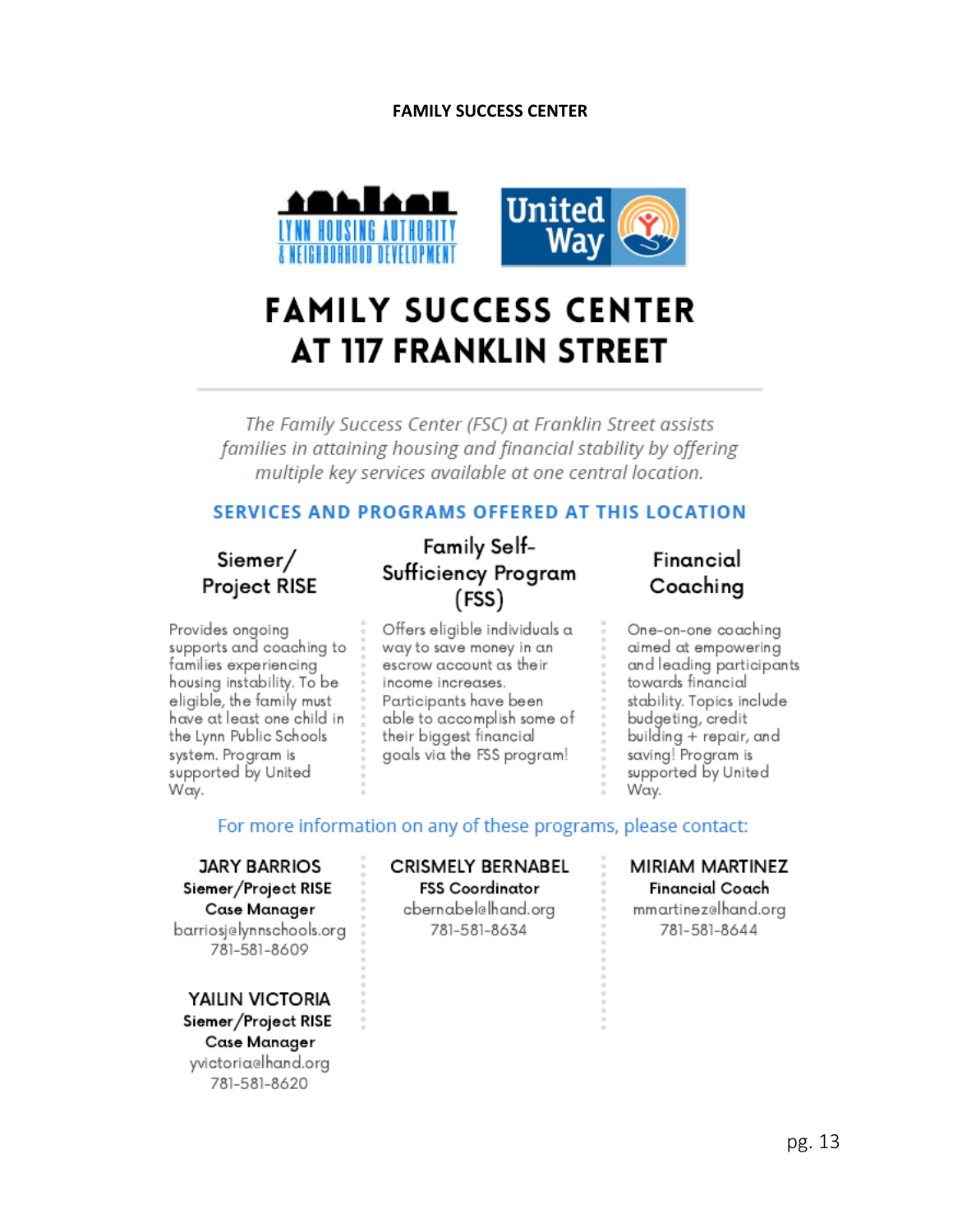**FAMILY SUCCESS CENTER**

LYNN HOUSING AUTHORITY & NEIGHBORHOOD DEVELOPMENT

United Way

# FAMILY SUCCESS CENTER AT 117 FRANKLIN STREET

*The Family Success Center (FSC) at Franklin Street assists families in attaining housing and financial stability by offering multiple key services available at one central location.*

## SERVICES AND PROGRAMS OFFERED AT THIS LOCATION

### Siemer/ Project RISE

Provides ongoing supports and coaching to families experiencing housing instability. To be eligible, the family must have at least one child in the Lynn Public Schools system. Program is supported by United Way.

### Family Self-Sufficiency Program (FSS)

Offers eligible individuals a way to save money in an escrow account as their income increases. Participants have been able to accomplish some of their biggest financial goals via the FSS program!

### Financial Coaching

One-on-one coaching aimed at empowering and leading participants towards financial stability. Topics include budgeting, credit building + repair, and saving! Program is supported by United Way.

For more information on any of these programs, please contact:

**JARY BARRIOS**
**Siemer/Project RISE Case Manager**
barriosj@lynnschools.org
781-581-8609

**YAILIN VICTORIA**
**Siemer/Project RISE Case Manager**
yvictoria@lhand.org
781-581-8620

**CRISMELY BERNABEL**
**FSS Coordinator**
cbernabel@lhand.org
781-581-8634

**MIRIAM MARTINEZ**
**Financial Coach**
mmartinez@lhand.org
781-581-8644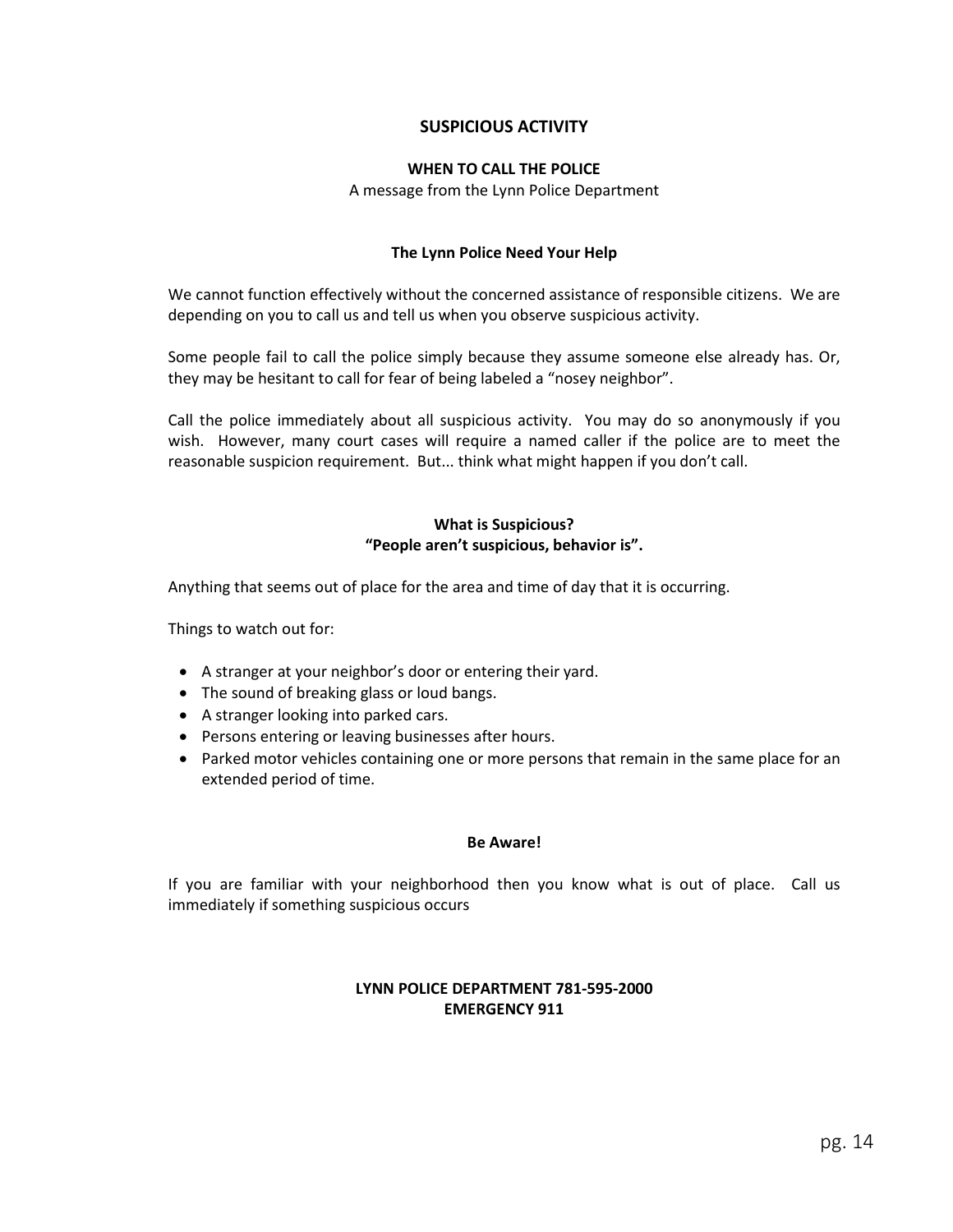# SUSPICIOUS ACTIVITY

## WHEN TO CALL THE POLICE

A message from the Lynn Police Department

### The Lynn Police Need Your Help

We cannot function effectively without the concerned assistance of responsible citizens. We are depending on you to call us and tell us when you observe suspicious activity.

Some people fail to call the police simply because they assume someone else already has. Or, they may be hesitant to call for fear of being labeled a "nosey neighbor".

Call the police immediately about all suspicious activity. You may do so anonymously if you wish. However, many court cases will require a named caller if the police are to meet the reasonable suspicion requirement. But... think what might happen if you don't call.

### What is Suspicious?
### "People aren't suspicious, behavior is".

Anything that seems out of place for the area and time of day that it is occurring.

Things to watch out for:

- A stranger at your neighbor's door or entering their yard.
- The sound of breaking glass or loud bangs.
- A stranger looking into parked cars.
- Persons entering or leaving businesses after hours.
- Parked motor vehicles containing one or more persons that remain in the same place for an extended period of time.

### Be Aware!

If you are familiar with your neighborhood then you know what is out of place. Call us immediately if something suspicious occurs

**LYNN POLICE DEPARTMENT 781-595-2000**
**EMERGENCY 911**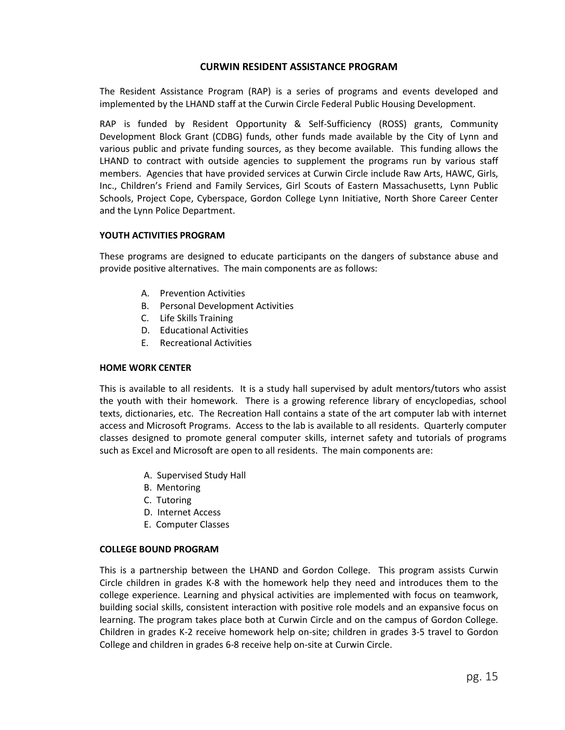## CURWIN RESIDENT ASSISTANCE PROGRAM

The Resident Assistance Program (RAP) is a series of programs and events developed and implemented by the LHAND staff at the Curwin Circle Federal Public Housing Development.

RAP is funded by Resident Opportunity & Self-Sufficiency (ROSS) grants, Community Development Block Grant (CDBG) funds, other funds made available by the City of Lynn and various public and private funding sources, as they become available. This funding allows the LHAND to contract with outside agencies to supplement the programs run by various staff members. Agencies that have provided services at Curwin Circle include Raw Arts, HAWC, Girls, Inc., Children's Friend and Family Services, Girl Scouts of Eastern Massachusetts, Lynn Public Schools, Project Cope, Cyberspace, Gordon College Lynn Initiative, North Shore Career Center and the Lynn Police Department.

### YOUTH ACTIVITIES PROGRAM

These programs are designed to educate participants on the dangers of substance abuse and provide positive alternatives. The main components are as follows:

A. Prevention Activities
B. Personal Development Activities
C. Life Skills Training
D. Educational Activities
E. Recreational Activities

### HOME WORK CENTER

This is available to all residents. It is a study hall supervised by adult mentors/tutors who assist the youth with their homework. There is a growing reference library of encyclopedias, school texts, dictionaries, etc. The Recreation Hall contains a state of the art computer lab with internet access and Microsoft Programs. Access to the lab is available to all residents. Quarterly computer classes designed to promote general computer skills, internet safety and tutorials of programs such as Excel and Microsoft are open to all residents. The main components are:

A. Supervised Study Hall
B. Mentoring
C. Tutoring
D. Internet Access
E. Computer Classes

### COLLEGE BOUND PROGRAM

This is a partnership between the LHAND and Gordon College. This program assists Curwin Circle children in grades K-8 with the homework help they need and introduces them to the college experience. Learning and physical activities are implemented with focus on teamwork, building social skills, consistent interaction with positive role models and an expansive focus on learning. The program takes place both at Curwin Circle and on the campus of Gordon College. Children in grades K-2 receive homework help on-site; children in grades 3-5 travel to Gordon College and children in grades 6-8 receive help on-site at Curwin Circle.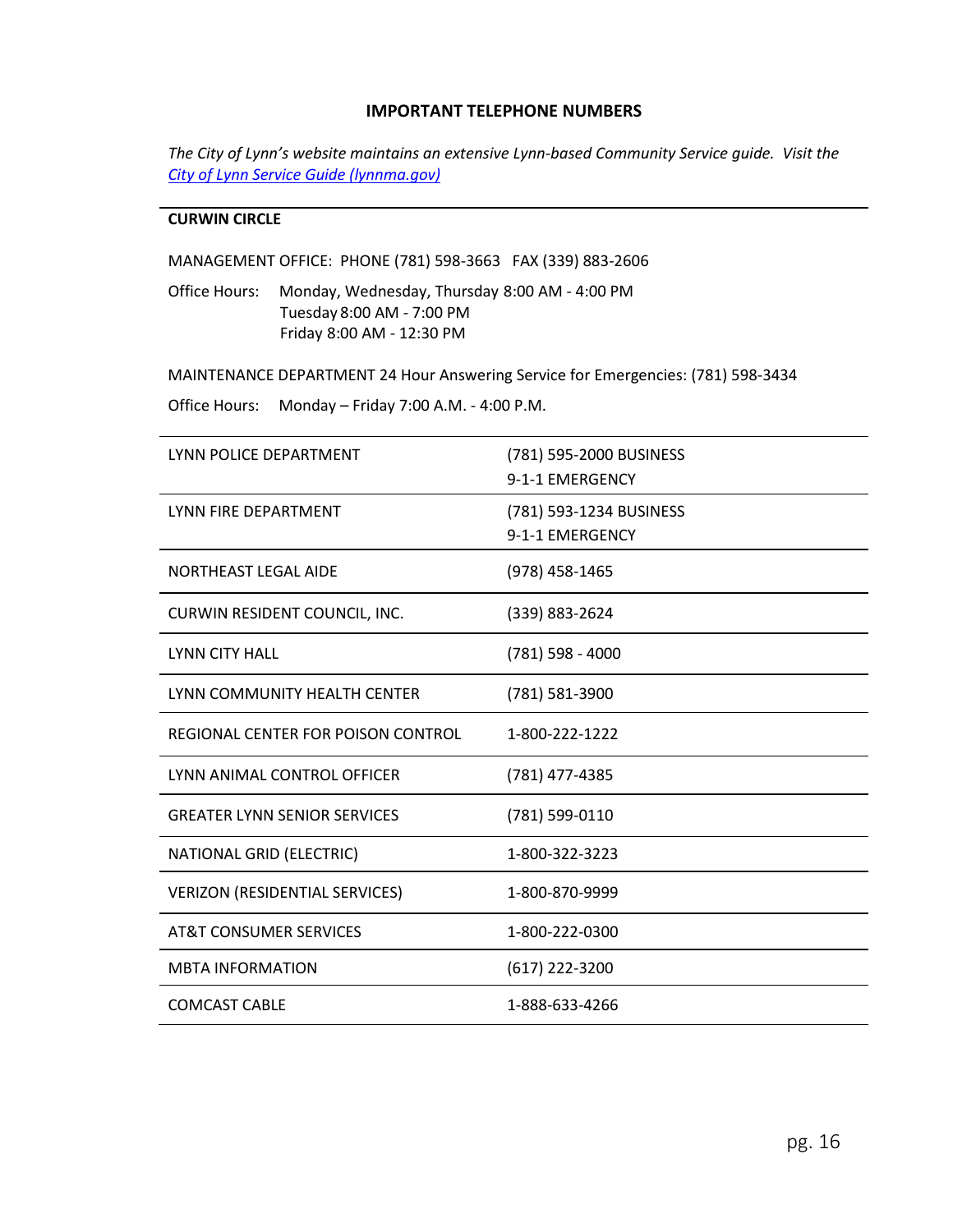## IMPORTANT TELEPHONE NUMBERS

*The City of Lynn's website maintains an extensive Lynn-based Community Service guide. Visit the [City of Lynn Service Guide (lynnma.gov)](lynnma.gov)*

**CURWIN CIRCLE**

MANAGEMENT OFFICE: PHONE (781) 598-3663 FAX (339) 883-2606

Office Hours: Monday, Wednesday, Thursday 8:00 AM - 4:00 PM
Tuesday 8:00 AM - 7:00 PM
Friday 8:00 AM - 12:30 PM

MAINTENANCE DEPARTMENT 24 Hour Answering Service for Emergencies: (781) 598-3434

Office Hours: Monday – Friday 7:00 A.M. - 4:00 P.M.

| | |
|---|---|
| LYNN POLICE DEPARTMENT | (781) 595-2000 BUSINESS<br>9-1-1 EMERGENCY |
| LYNN FIRE DEPARTMENT | (781) 593-1234 BUSINESS<br>9-1-1 EMERGENCY |
| NORTHEAST LEGAL AIDE | (978) 458-1465 |
| CURWIN RESIDENT COUNCIL, INC. | (339) 883-2624 |
| LYNN CITY HALL | (781) 598 - 4000 |
| LYNN COMMUNITY HEALTH CENTER | (781) 581-3900 |
| REGIONAL CENTER FOR POISON CONTROL | 1-800-222-1222 |
| LYNN ANIMAL CONTROL OFFICER | (781) 477-4385 |
| GREATER LYNN SENIOR SERVICES | (781) 599-0110 |
| NATIONAL GRID (ELECTRIC) | 1-800-322-3223 |
| VERIZON (RESIDENTIAL SERVICES) | 1-800-870-9999 |
| AT&T CONSUMER SERVICES | 1-800-222-0300 |
| MBTA INFORMATION | (617) 222-3200 |
| COMCAST CABLE | 1-888-633-4266 |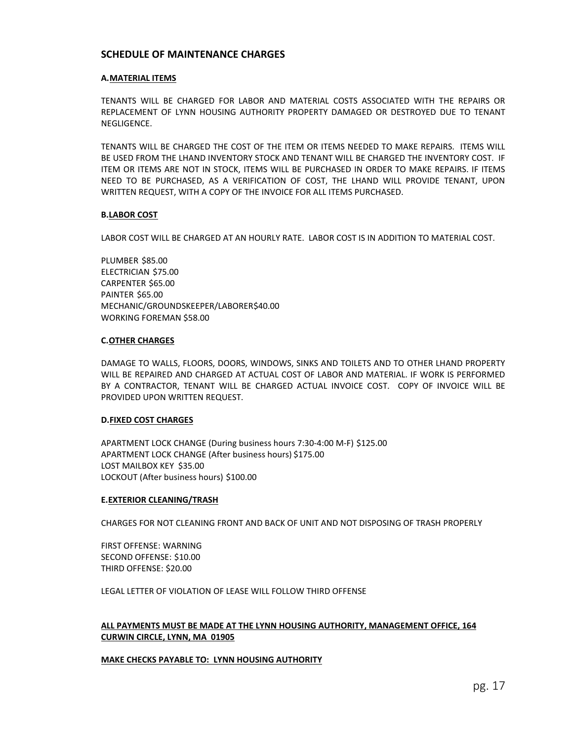## SCHEDULE OF MAINTENANCE CHARGES

### A. MATERIAL ITEMS

TENANTS WILL BE CHARGED FOR LABOR AND MATERIAL COSTS ASSOCIATED WITH THE REPAIRS OR REPLACEMENT OF LYNN HOUSING AUTHORITY PROPERTY DAMAGED OR DESTROYED DUE TO TENANT NEGLIGENCE.

TENANTS WILL BE CHARGED THE COST OF THE ITEM OR ITEMS NEEDED TO MAKE REPAIRS. ITEMS WILL BE USED FROM THE LHAND INVENTORY STOCK AND TENANT WILL BE CHARGED THE INVENTORY COST. IF ITEM OR ITEMS ARE NOT IN STOCK, ITEMS WILL BE PURCHASED IN ORDER TO MAKE REPAIRS. IF ITEMS NEED TO BE PURCHASED, AS A VERIFICATION OF COST, THE LHAND WILL PROVIDE TENANT, UPON WRITTEN REQUEST, WITH A COPY OF THE INVOICE FOR ALL ITEMS PURCHASED.

### B. LABOR COST

LABOR COST WILL BE CHARGED AT AN HOURLY RATE. LABOR COST IS IN ADDITION TO MATERIAL COST.

PLUMBER $85.00
ELECTRICIAN $75.00
CARPENTER $65.00
PAINTER $65.00
MECHANIC/GROUNDSKEEPER/LABORER$40.00
WORKING FOREMAN $58.00

### C. OTHER CHARGES

DAMAGE TO WALLS, FLOORS, DOORS, WINDOWS, SINKS AND TOILETS AND TO OTHER LHAND PROPERTY WILL BE REPAIRED AND CHARGED AT ACTUAL COST OF LABOR AND MATERIAL. IF WORK IS PERFORMED BY A CONTRACTOR, TENANT WILL BE CHARGED ACTUAL INVOICE COST. COPY OF INVOICE WILL BE PROVIDED UPON WRITTEN REQUEST.

### D. FIXED COST CHARGES

APARTMENT LOCK CHANGE (During business hours 7:30-4:00 M-F) $125.00
APARTMENT LOCK CHANGE (After business hours) $175.00
LOST MAILBOX KEY $35.00
LOCKOUT (After business hours) $100.00

### E. EXTERIOR CLEANING/TRASH

CHARGES FOR NOT CLEANING FRONT AND BACK OF UNIT AND NOT DISPOSING OF TRASH PROPERLY

FIRST OFFENSE: WARNING
SECOND OFFENSE: $10.00
THIRD OFFENSE: $20.00

LEGAL LETTER OF VIOLATION OF LEASE WILL FOLLOW THIRD OFFENSE

**ALL PAYMENTS MUST BE MADE AT THE LYNN HOUSING AUTHORITY, MANAGEMENT OFFICE, 164 CURWIN CIRCLE, LYNN, MA 01905**

**MAKE CHECKS PAYABLE TO: LYNN HOUSING AUTHORITY**